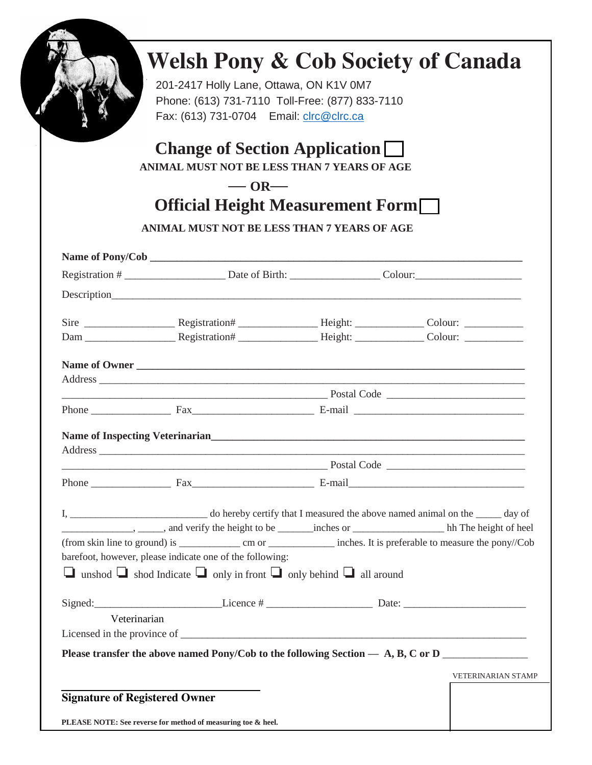# Welsh Pony & Cob Society of Canada

201-2417 Holly Lane, Ottawa, ON K1V 0M7
Phone: (613) 731-7110 Toll-Free: (877) 833-7110
Fax: (613) 731-0704 Email: clrc@clrc.ca

## Change of Section Application ☐

**ANIMAL MUST NOT BE LESS THAN 7 YEARS OF AGE**

**— OR—**

## Official Height Measurement Form ☐

**ANIMAL MUST NOT BE LESS THAN 7 YEARS OF AGE**

**Name of Pony/Cob** ______________________________________________

Registration # __________________ Date of Birth: ________________ Colour: ____________________

Description ______________________________________________

Sire ________________ Registration# ______________ Height: ____________ Colour: ___________
Dam ________________ Registration# ______________ Height: ____________ Colour: ___________

**Name of Owner** ______________________________________________
Address ______________________________________________
______________________________________________ Postal Code __________________________
Phone _______________ Fax_______________________ E-mail ______________________________

**Name of Inspecting Veterinarian** ______________________________________________
Address ______________________________________________
______________________________________________ Postal Code __________________________
Phone _______________ Fax_______________________ E-mail ______________________________

I, __________________________ do hereby certify that I measured the above named animal on the _____ day of ______________, _____, and verify the height to be _______inches or _________________ hh The height of heel (from skin line to ground) is ___________ cm or _____________ inches. It is preferable to measure the pony//Cob barefoot, however, please indicate one of the following:

❑ unshod ❑ shod Indicate ❑ only in front ❑ only behind ❑ all around

Signed: ________________________ Licence # ____________________ Date: ______________________
Veterinarian
Licensed in the province of ______________________________________________

**Please transfer the above named Pony/Cob to the following Section — A, B, C or D** ________________

VETERINARIAN STAMP

______________________________
**Signature of Registered Owner**

**PLEASE NOTE: See reverse for method of measuring toe & heel.**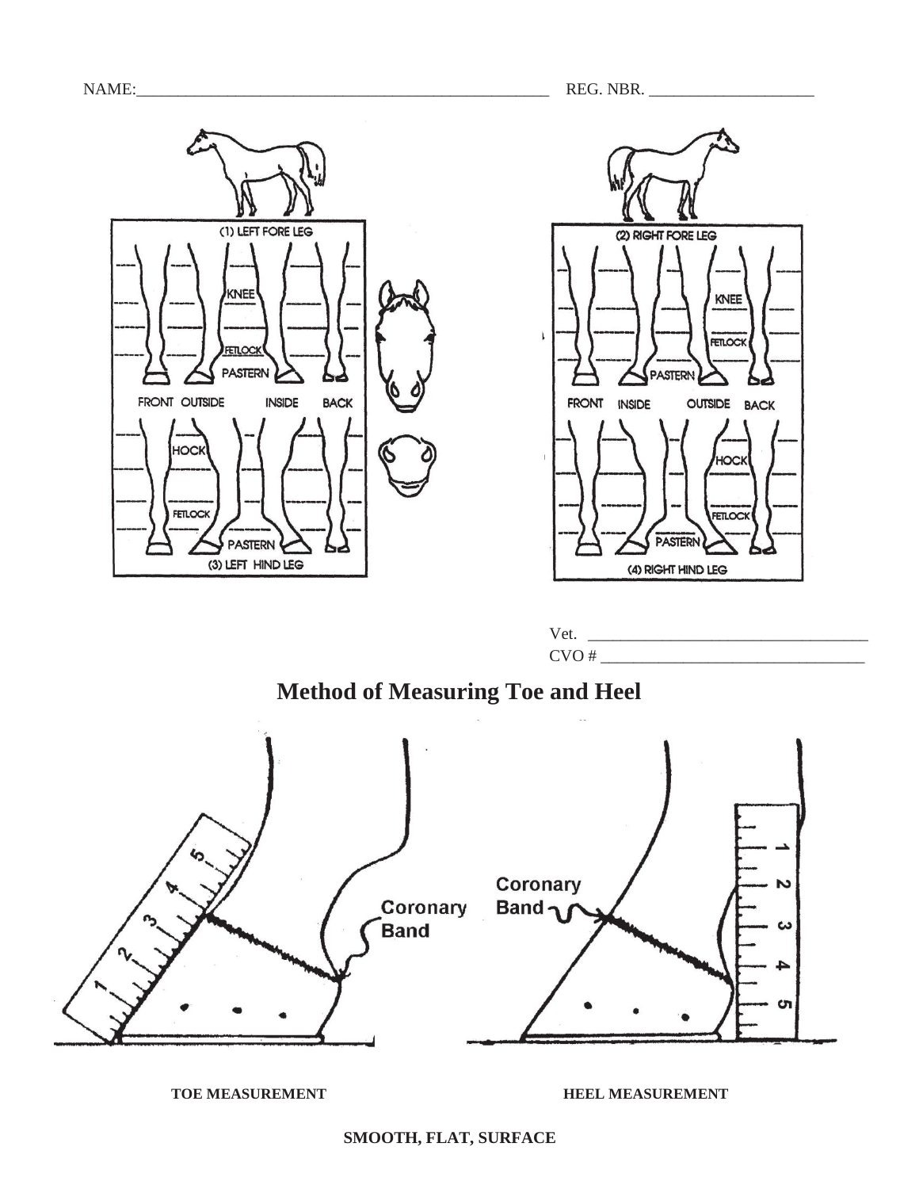NAME:_____________________________________________________ REG. NBR. ____________________

(1) LEFT FORE LEG

KNEE

FETLOCK

PASTERN

FRONT OUTSIDE INSIDE BACK

HOCK

FETLOCK

PASTERN

(3) LEFT HIND LEG

(2) RIGHT FORE LEG

KNEE

FETLOCK

PASTERN

FRONT INSIDE OUTSIDE BACK

HOCK

FETLOCK

PASTERN

(4) RIGHT HIND LEG

Vet. ___________________________________

CVO # _________________________________

## Method of Measuring Toe and Heel

Coronary Band

1 2 3 4 5

Coronary Band

1 2 3 4 5

**TOE MEASUREMENT**

**HEEL MEASUREMENT**

**SMOOTH, FLAT, SURFACE**